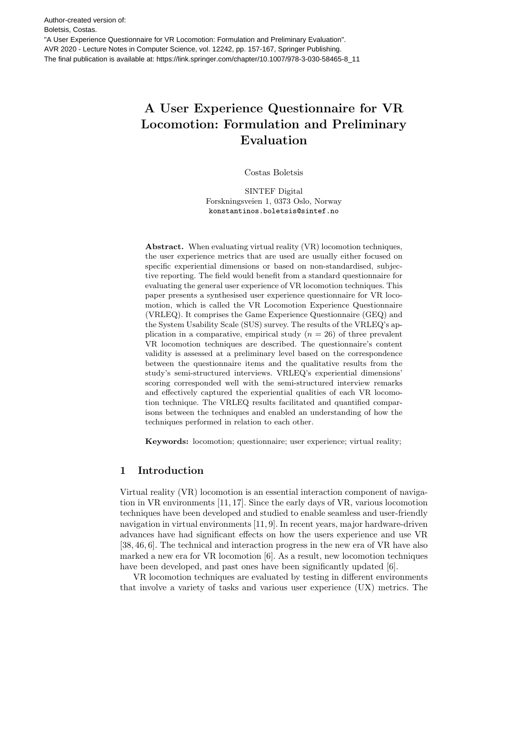Author-created version of:
Boletsis, Costas.
"A User Experience Questionnaire for VR Locomotion: Formulation and Preliminary Evaluation".
AVR 2020 - Lecture Notes in Computer Science, vol. 12242, pp. 157-167, Springer Publishing.
The final publication is available at: https://link.springer.com/chapter/10.1007/978-3-030-58465-8_11

# A User Experience Questionnaire for VR Locomotion: Formulation and Preliminary Evaluation

Costas Boletsis

SINTEF Digital
Forskningsveien 1, 0373 Oslo, Norway
konstantinos.boletsis@sintef.no

**Abstract.** When evaluating virtual reality (VR) locomotion techniques, the user experience metrics that are used are usually either focused on specific experiential dimensions or based on non-standardised, subjective reporting. The field would benefit from a standard questionnaire for evaluating the general user experience of VR locomotion techniques. This paper presents a synthesised user experience questionnaire for VR locomotion, which is called the VR Locomotion Experience Questionnaire (VRLEQ). It comprises the Game Experience Questionnaire (GEQ) and the System Usability Scale (SUS) survey. The results of the VRLEQ's application in a comparative, empirical study ($n = 26$) of three prevalent VR locomotion techniques are described. The questionnaire's content validity is assessed at a preliminary level based on the correspondence between the questionnaire items and the qualitative results from the study's semi-structured interviews. VRLEQ's experiential dimensions' scoring corresponded well with the semi-structured interview remarks and effectively captured the experiential qualities of each VR locomotion technique. The VRLEQ results facilitated and quantified comparisons between the techniques and enabled an understanding of how the techniques performed in relation to each other.

**Keywords:** locomotion; questionnaire; user experience; virtual reality;

## 1 Introduction

Virtual reality (VR) locomotion is an essential interaction component of navigation in VR environments [11, 17]. Since the early days of VR, various locomotion techniques have been developed and studied to enable seamless and user-friendly navigation in virtual environments [11, 9]. In recent years, major hardware-driven advances have had significant effects on how the users experience and use VR [38, 46, 6]. The technical and interaction progress in the new era of VR have also marked a new era for VR locomotion [6]. As a result, new locomotion techniques have been developed, and past ones have been significantly updated [6].

VR locomotion techniques are evaluated by testing in different environments that involve a variety of tasks and various user experience (UX) metrics. The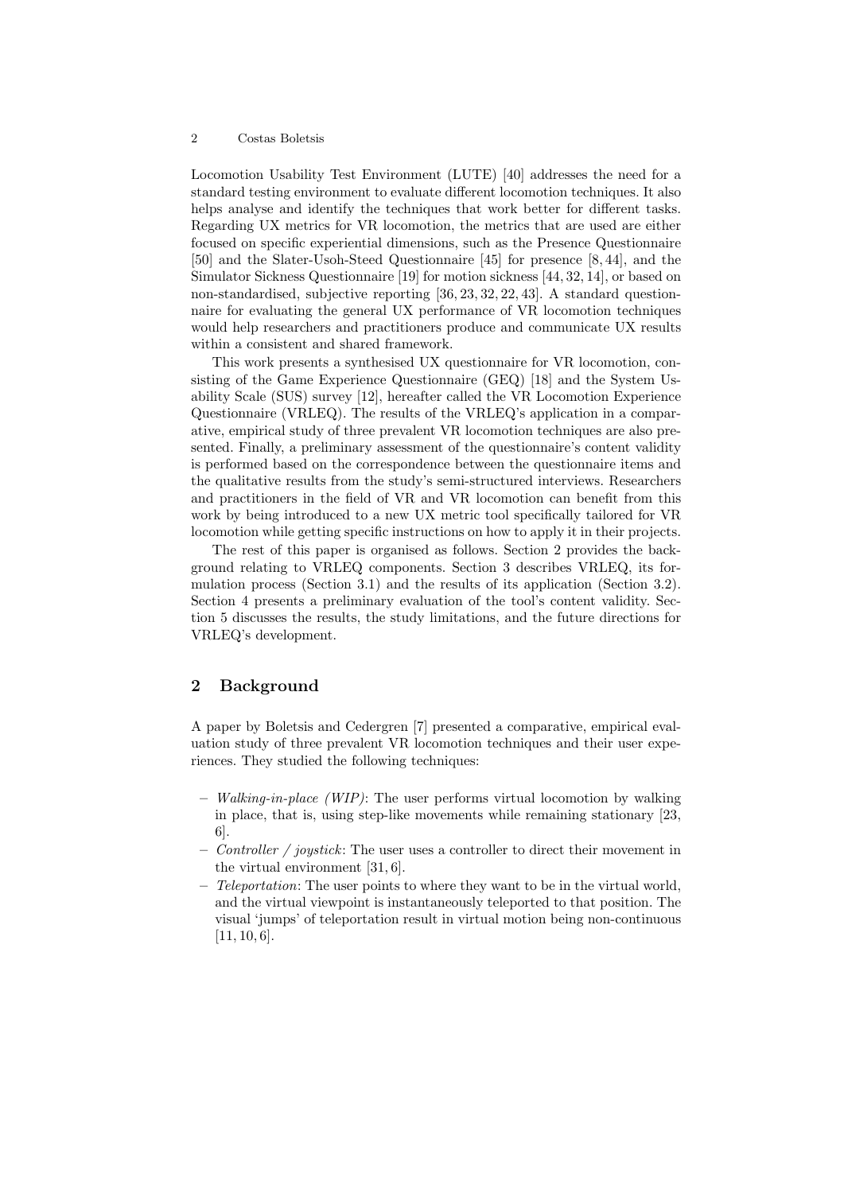Locomotion Usability Test Environment (LUTE) [40] addresses the need for a standard testing environment to evaluate different locomotion techniques. It also helps analyse and identify the techniques that work better for different tasks. Regarding UX metrics for VR locomotion, the metrics that are used are either focused on specific experiential dimensions, such as the Presence Questionnaire [50] and the Slater-Usoh-Steed Questionnaire [45] for presence [8, 44], and the Simulator Sickness Questionnaire [19] for motion sickness [44, 32, 14], or based on non-standardised, subjective reporting [36, 23, 32, 22, 43]. A standard questionnaire for evaluating the general UX performance of VR locomotion techniques would help researchers and practitioners produce and communicate UX results within a consistent and shared framework.

This work presents a synthesised UX questionnaire for VR locomotion, consisting of the Game Experience Questionnaire (GEQ) [18] and the System Usability Scale (SUS) survey [12], hereafter called the VR Locomotion Experience Questionnaire (VRLEQ). The results of the VRLEQ's application in a comparative, empirical study of three prevalent VR locomotion techniques are also presented. Finally, a preliminary assessment of the questionnaire's content validity is performed based on the correspondence between the questionnaire items and the qualitative results from the study's semi-structured interviews. Researchers and practitioners in the field of VR and VR locomotion can benefit from this work by being introduced to a new UX metric tool specifically tailored for VR locomotion while getting specific instructions on how to apply it in their projects.

The rest of this paper is organised as follows. Section 2 provides the background relating to VRLEQ components. Section 3 describes VRLEQ, its formulation process (Section 3.1) and the results of its application (Section 3.2). Section 4 presents a preliminary evaluation of the tool's content validity. Section 5 discusses the results, the study limitations, and the future directions for VRLEQ's development.

## 2 Background

A paper by Boletsis and Cedergren [7] presented a comparative, empirical evaluation study of three prevalent VR locomotion techniques and their user experiences. They studied the following techniques:

- *Walking-in-place (WIP)*: The user performs virtual locomotion by walking in place, that is, using step-like movements while remaining stationary [23, 6].
- *Controller / joystick*: The user uses a controller to direct their movement in the virtual environment [31, 6].
- *Teleportation*: The user points to where they want to be in the virtual world, and the virtual viewpoint is instantaneously teleported to that position. The visual 'jumps' of teleportation result in virtual motion being non-continuous [11, 10, 6].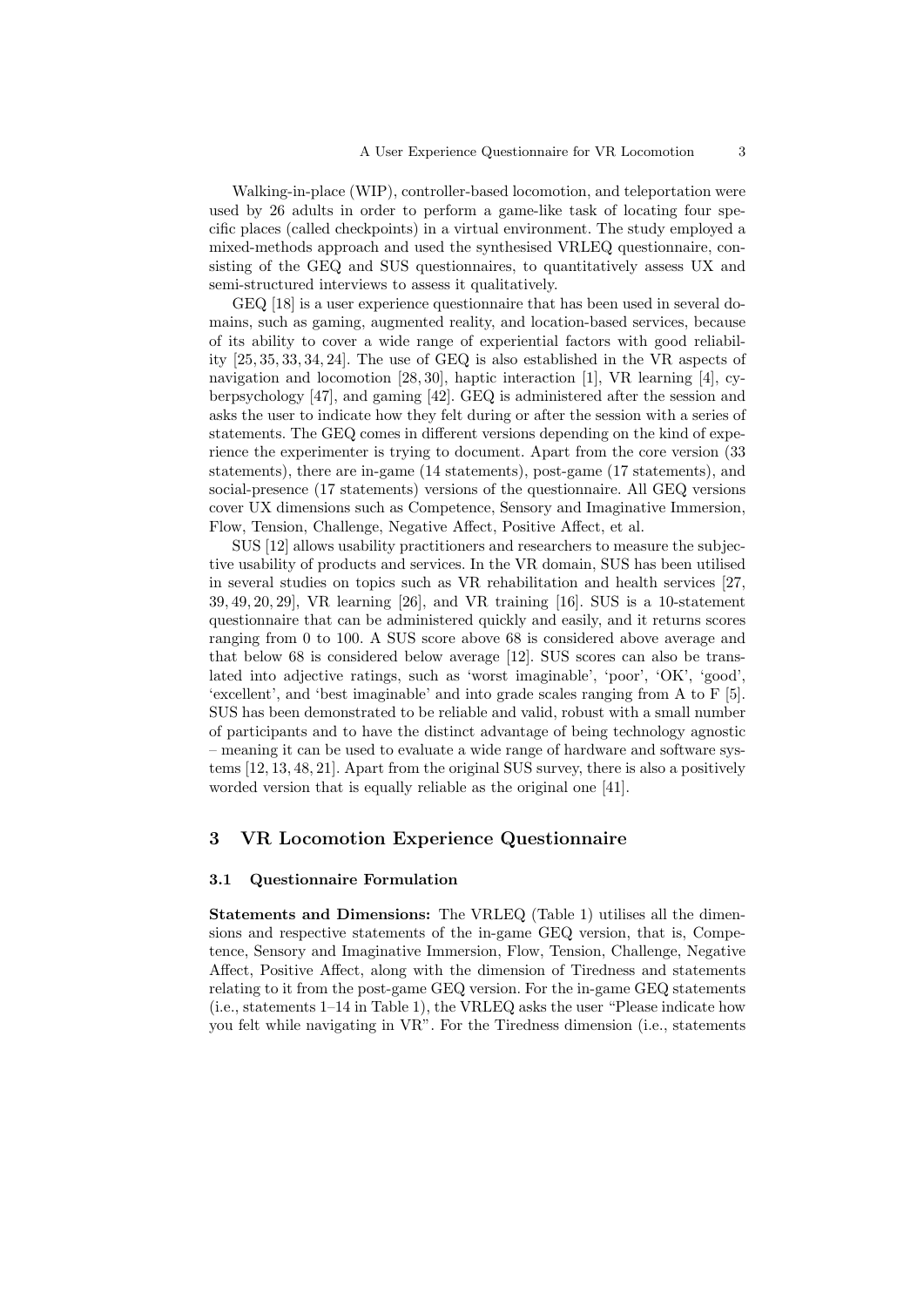Walking-in-place (WIP), controller-based locomotion, and teleportation were used by 26 adults in order to perform a game-like task of locating four specific places (called checkpoints) in a virtual environment. The study employed a mixed-methods approach and used the synthesised VRLEQ questionnaire, consisting of the GEQ and SUS questionnaires, to quantitatively assess UX and semi-structured interviews to assess it qualitatively.

GEQ [18] is a user experience questionnaire that has been used in several domains, such as gaming, augmented reality, and location-based services, because of its ability to cover a wide range of experiential factors with good reliability [25, 35, 33, 34, 24]. The use of GEQ is also established in the VR aspects of navigation and locomotion [28, 30], haptic interaction [1], VR learning [4], cyberpsychology [47], and gaming [42]. GEQ is administered after the session and asks the user to indicate how they felt during or after the session with a series of statements. The GEQ comes in different versions depending on the kind of experience the experimenter is trying to document. Apart from the core version (33 statements), there are in-game (14 statements), post-game (17 statements), and social-presence (17 statements) versions of the questionnaire. All GEQ versions cover UX dimensions such as Competence, Sensory and Imaginative Immersion, Flow, Tension, Challenge, Negative Affect, Positive Affect, et al.

SUS [12] allows usability practitioners and researchers to measure the subjective usability of products and services. In the VR domain, SUS has been utilised in several studies on topics such as VR rehabilitation and health services [27, 39, 49, 20, 29], VR learning [26], and VR training [16]. SUS is a 10-statement questionnaire that can be administered quickly and easily, and it returns scores ranging from 0 to 100. A SUS score above 68 is considered above average and that below 68 is considered below average [12]. SUS scores can also be translated into adjective ratings, such as 'worst imaginable', 'poor', 'OK', 'good', 'excellent', and 'best imaginable' and into grade scales ranging from A to F [5]. SUS has been demonstrated to be reliable and valid, robust with a small number of participants and to have the distinct advantage of being technology agnostic – meaning it can be used to evaluate a wide range of hardware and software systems [12, 13, 48, 21]. Apart from the original SUS survey, there is also a positively worded version that is equally reliable as the original one [41].

## 3 VR Locomotion Experience Questionnaire

### 3.1 Questionnaire Formulation

**Statements and Dimensions:** The VRLEQ (Table 1) utilises all the dimensions and respective statements of the in-game GEQ version, that is, Competence, Sensory and Imaginative Immersion, Flow, Tension, Challenge, Negative Affect, Positive Affect, along with the dimension of Tiredness and statements relating to it from the post-game GEQ version. For the in-game GEQ statements (i.e., statements 1–14 in Table 1), the VRLEQ asks the user "Please indicate how you felt while navigating in VR". For the Tiredness dimension (i.e., statements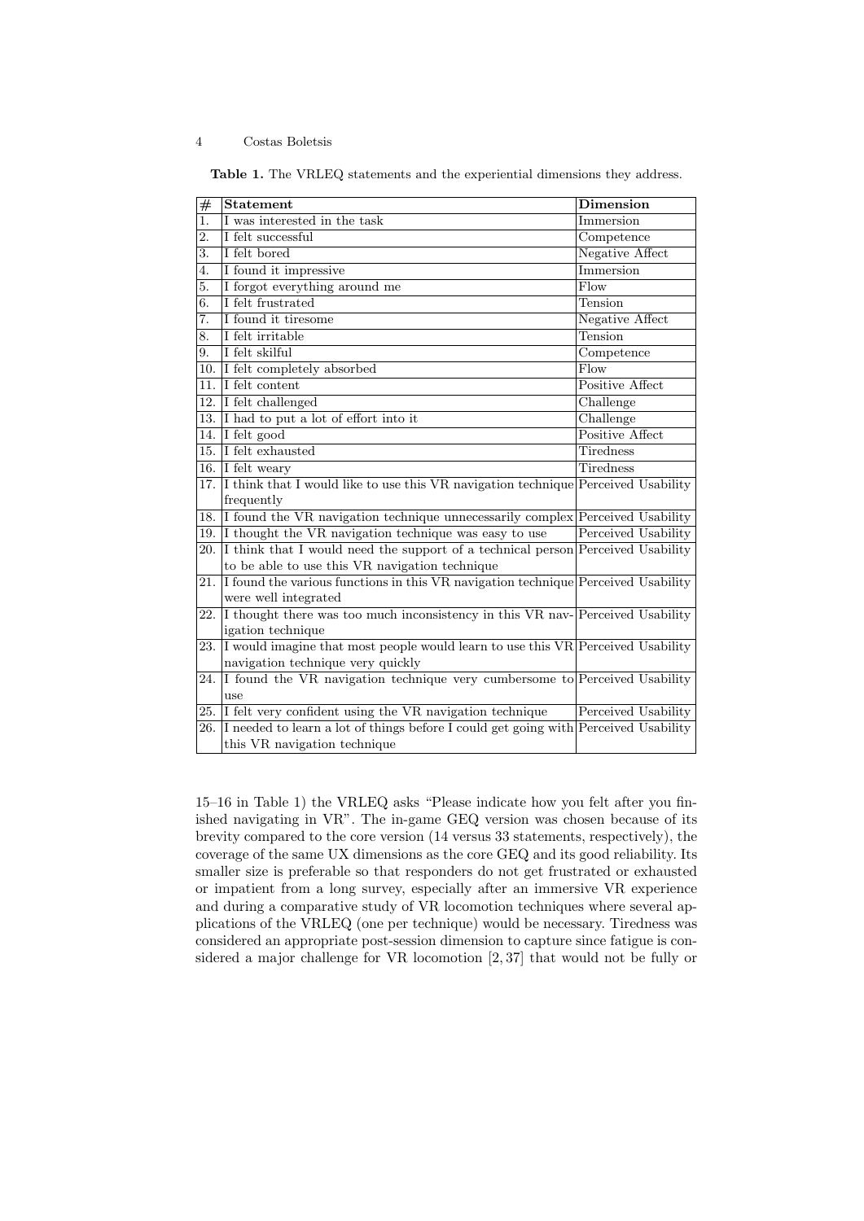**Table 1.** The VRLEQ statements and the experiential dimensions they address.

| # | Statement | Dimension |
|---|---|---|
| 1. | I was interested in the task | Immersion |
| 2. | I felt successful | Competence |
| 3. | I felt bored | Negative Affect |
| 4. | I found it impressive | Immersion |
| 5. | I forgot everything around me | Flow |
| 6. | I felt frustrated | Tension |
| 7. | I found it tiresome | Negative Affect |
| 8. | I felt irritable | Tension |
| 9. | I felt skilful | Competence |
| 10. | I felt completely absorbed | Flow |
| 11. | I felt content | Positive Affect |
| 12. | I felt challenged | Challenge |
| 13. | I had to put a lot of effort into it | Challenge |
| 14. | I felt good | Positive Affect |
| 15. | I felt exhausted | Tiredness |
| 16. | I felt weary | Tiredness |
| 17. | I think that I would like to use this VR navigation technique frequently | Perceived Usability |
| 18. | I found the VR navigation technique unnecessarily complex | Perceived Usability |
| 19. | I thought the VR navigation technique was easy to use | Perceived Usability |
| 20. | I think that I would need the support of a technical person to be able to use this VR navigation technique | Perceived Usability |
| 21. | I found the various functions in this VR navigation technique were well integrated | Perceived Usability |
| 22. | I thought there was too much inconsistency in this VR navigation technique | Perceived Usability |
| 23. | I would imagine that most people would learn to use this VR navigation technique very quickly | Perceived Usability |
| 24. | I found the VR navigation technique very cumbersome to use | Perceived Usability |
| 25. | I felt very confident using the VR navigation technique | Perceived Usability |
| 26. | I needed to learn a lot of things before I could get going with this VR navigation technique | Perceived Usability |

15–16 in Table 1) the VRLEQ asks "Please indicate how you felt after you finished navigating in VR". The in-game GEQ version was chosen because of its brevity compared to the core version (14 versus 33 statements, respectively), the coverage of the same UX dimensions as the core GEQ and its good reliability. Its smaller size is preferable so that responders do not get frustrated or exhausted or impatient from a long survey, especially after an immersive VR experience and during a comparative study of VR locomotion techniques where several applications of the VRLEQ (one per technique) would be necessary. Tiredness was considered an appropriate post-session dimension to capture since fatigue is considered a major challenge for VR locomotion [2, 37] that would not be fully or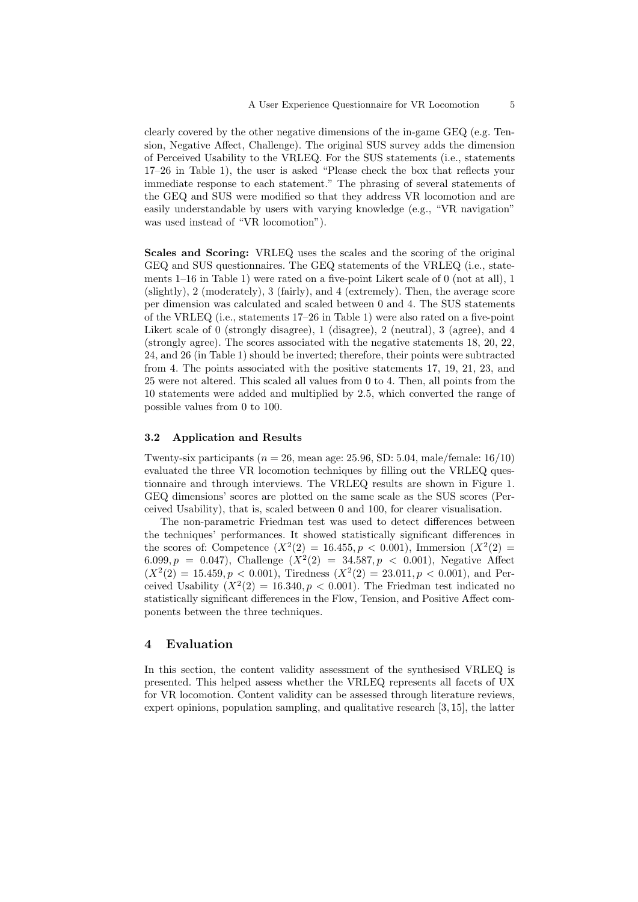clearly covered by the other negative dimensions of the in-game GEQ (e.g. Tension, Negative Affect, Challenge). The original SUS survey adds the dimension of Perceived Usability to the VRLEQ. For the SUS statements (i.e., statements 17–26 in Table 1), the user is asked "Please check the box that reflects your immediate response to each statement." The phrasing of several statements of the GEQ and SUS were modified so that they address VR locomotion and are easily understandable by users with varying knowledge (e.g., "VR navigation" was used instead of "VR locomotion").

**Scales and Scoring:** VRLEQ uses the scales and the scoring of the original GEQ and SUS questionnaires. The GEQ statements of the VRLEQ (i.e., statements 1–16 in Table 1) were rated on a five-point Likert scale of 0 (not at all), 1 (slightly), 2 (moderately), 3 (fairly), and 4 (extremely). Then, the average score per dimension was calculated and scaled between 0 and 4. The SUS statements of the VRLEQ (i.e., statements 17–26 in Table 1) were also rated on a five-point Likert scale of 0 (strongly disagree), 1 (disagree), 2 (neutral), 3 (agree), and 4 (strongly agree). The scores associated with the negative statements 18, 20, 22, 24, and 26 (in Table 1) should be inverted; therefore, their points were subtracted from 4. The points associated with the positive statements 17, 19, 21, 23, and 25 were not altered. This scaled all values from 0 to 4. Then, all points from the 10 statements were added and multiplied by 2.5, which converted the range of possible values from 0 to 100.

### 3.2 Application and Results

Twenty-six participants ($n = 26$, mean age: 25.96, SD: 5.04, male/female: 16/10) evaluated the three VR locomotion techniques by filling out the VRLEQ questionnaire and through interviews. The VRLEQ results are shown in Figure 1. GEQ dimensions' scores are plotted on the same scale as the SUS scores (Perceived Usability), that is, scaled between 0 and 100, for clearer visualisation.

The non-parametric Friedman test was used to detect differences between the techniques' performances. It showed statistically significant differences in the scores of: Competence ($X^2(2) = 16.455, p < 0.001$), Immersion ($X^2(2) = 6.099, p = 0.047$), Challenge ($X^2(2) = 34.587, p < 0.001$), Negative Affect ($X^2(2) = 15.459, p < 0.001$), Tiredness ($X^2(2) = 23.011, p < 0.001$), and Perceived Usability ($X^2(2) = 16.340, p < 0.001$). The Friedman test indicated no statistically significant differences in the Flow, Tension, and Positive Affect components between the three techniques.

## 4 Evaluation

In this section, the content validity assessment of the synthesised VRLEQ is presented. This helped assess whether the VRLEQ represents all facets of UX for VR locomotion. Content validity can be assessed through literature reviews, expert opinions, population sampling, and qualitative research [3, 15], the latter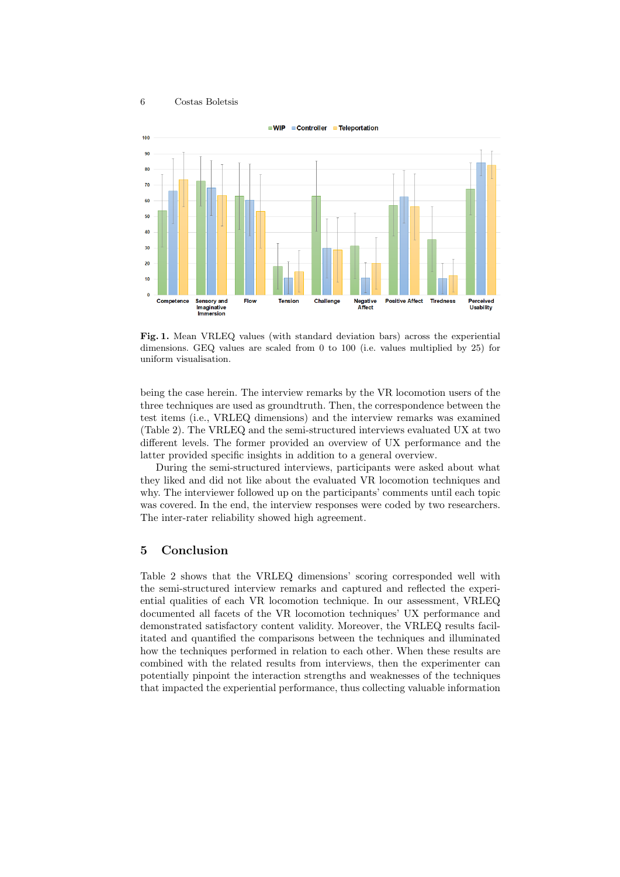**Fig. 1.** Mean VRLEQ values (with standard deviation bars) across the experiential dimensions. GEQ values are scaled from 0 to 100 (i.e. values multiplied by 25) for uniform visualisation.

being the case herein. The interview remarks by the VR locomotion users of the three techniques are used as groundtruth. Then, the correspondence between the test items (i.e., VRLEQ dimensions) and the interview remarks was examined (Table 2). The VRLEQ and the semi-structured interviews evaluated UX at two different levels. The former provided an overview of UX performance and the latter provided specific insights in addition to a general overview.

During the semi-structured interviews, participants were asked about what they liked and did not like about the evaluated VR locomotion techniques and why. The interviewer followed up on the participants' comments until each topic was covered. In the end, the interview responses were coded by two researchers. The inter-rater reliability showed high agreement.

## 5 Conclusion

Table 2 shows that the VRLEQ dimensions' scoring corresponded well with the semi-structured interview remarks and captured and reflected the experiential qualities of each VR locomotion technique. In our assessment, VRLEQ documented all facets of the VR locomotion techniques' UX performance and demonstrated satisfactory content validity. Moreover, the VRLEQ results facilitated and quantified the comparisons between the techniques and illuminated how the techniques performed in relation to each other. When these results are combined with the related results from interviews, then the experimenter can potentially pinpoint the interaction strengths and weaknesses of the techniques that impacted the experiential performance, thus collecting valuable information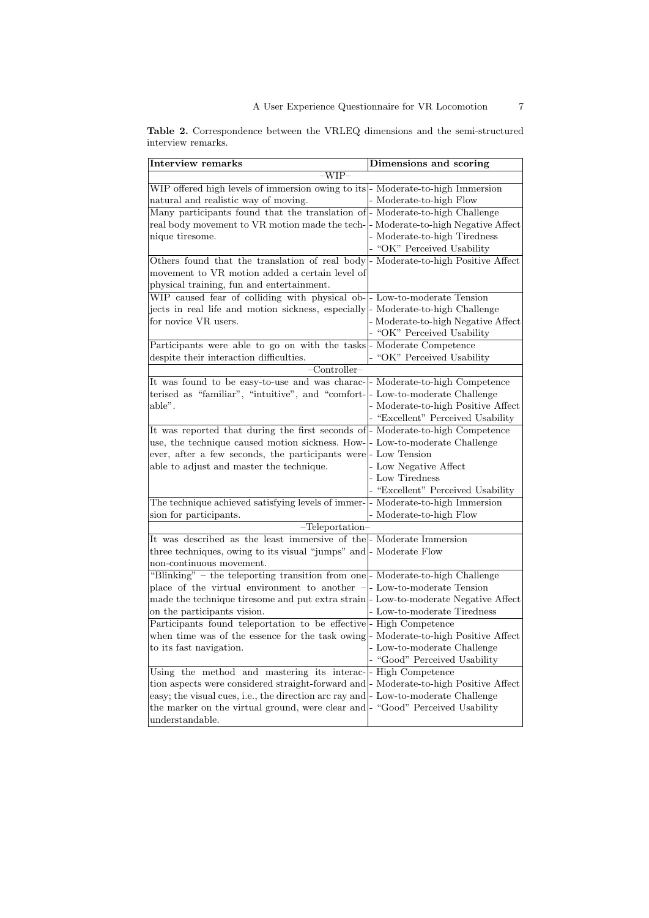**Table 2.** Correspondence between the VRLEQ dimensions and the semi-structured interview remarks.

| Interview remarks | Dimensions and scoring |
|---|---|
| –WIP– | |
| WIP offered high levels of immersion owing to its natural and realistic way of moving. | - Moderate-to-high Immersion<br>- Moderate-to-high Flow |
| Many participants found that the translation of real body movement to VR motion made the technique tiresome. | - Moderate-to-high Challenge<br>- Moderate-to-high Negative Affect<br>- Moderate-to-high Tiredness<br>- "OK" Perceived Usability |
| Others found that the translation of real body movement to VR motion added a certain level of physical training, fun and entertainment. | - Moderate-to-high Positive Affect |
| WIP caused fear of colliding with physical objects in real life and motion sickness, especially for novice VR users. | - Low-to-moderate Tension<br>- Moderate-to-high Challenge<br>- Moderate-to-high Negative Affect<br>- "OK" Perceived Usability |
| Participants were able to go on with the tasks despite their interaction difficulties. | - Moderate Competence<br>- "OK" Perceived Usability |
| –Controller– | |
| It was found to be easy-to-use and was characterised as "familiar", "intuitive", and "comfortable". | - Moderate-to-high Competence<br>- Low-to-moderate Challenge<br>- Moderate-to-high Positive Affect<br>- "Excellent" Perceived Usability |
| It was reported that during the first seconds of use, the technique caused motion sickness. However, after a few seconds, the participants were able to adjust and master the technique. | - Moderate-to-high Competence<br>- Low-to-moderate Challenge<br>- Low Tension<br>- Low Negative Affect<br>- Low Tiredness<br>- "Excellent" Perceived Usability |
| The technique achieved satisfying levels of immersion for participants. | - Moderate-to-high Immersion<br>- Moderate-to-high Flow |
| –Teleportation– | |
| It was described as the least immersive of the three techniques, owing to its visual "jumps" and non-continuous movement. | - Moderate Immersion<br>- Moderate Flow |
| "Blinking" – the teleporting transition from one place of the virtual environment to another – made the technique tiresome and put extra strain on the participants vision. | - Moderate-to-high Challenge<br>- Low-to-moderate Tension<br>- Low-to-moderate Negative Affect<br>- Low-to-moderate Tiredness |
| Participants found teleportation to be effective when time was of the essence for the task owing to its fast navigation. | - High Competence<br>- Moderate-to-high Positive Affect<br>- Low-to-moderate Challenge<br>- "Good" Perceived Usability |
| Using the method and mastering its interaction aspects were considered straight-forward and easy; the visual cues, i.e., the direction arc ray and the marker on the virtual ground, were clear and understandable. | - High Competence<br>- Moderate-to-high Positive Affect<br>- Low-to-moderate Challenge<br>- "Good" Perceived Usability |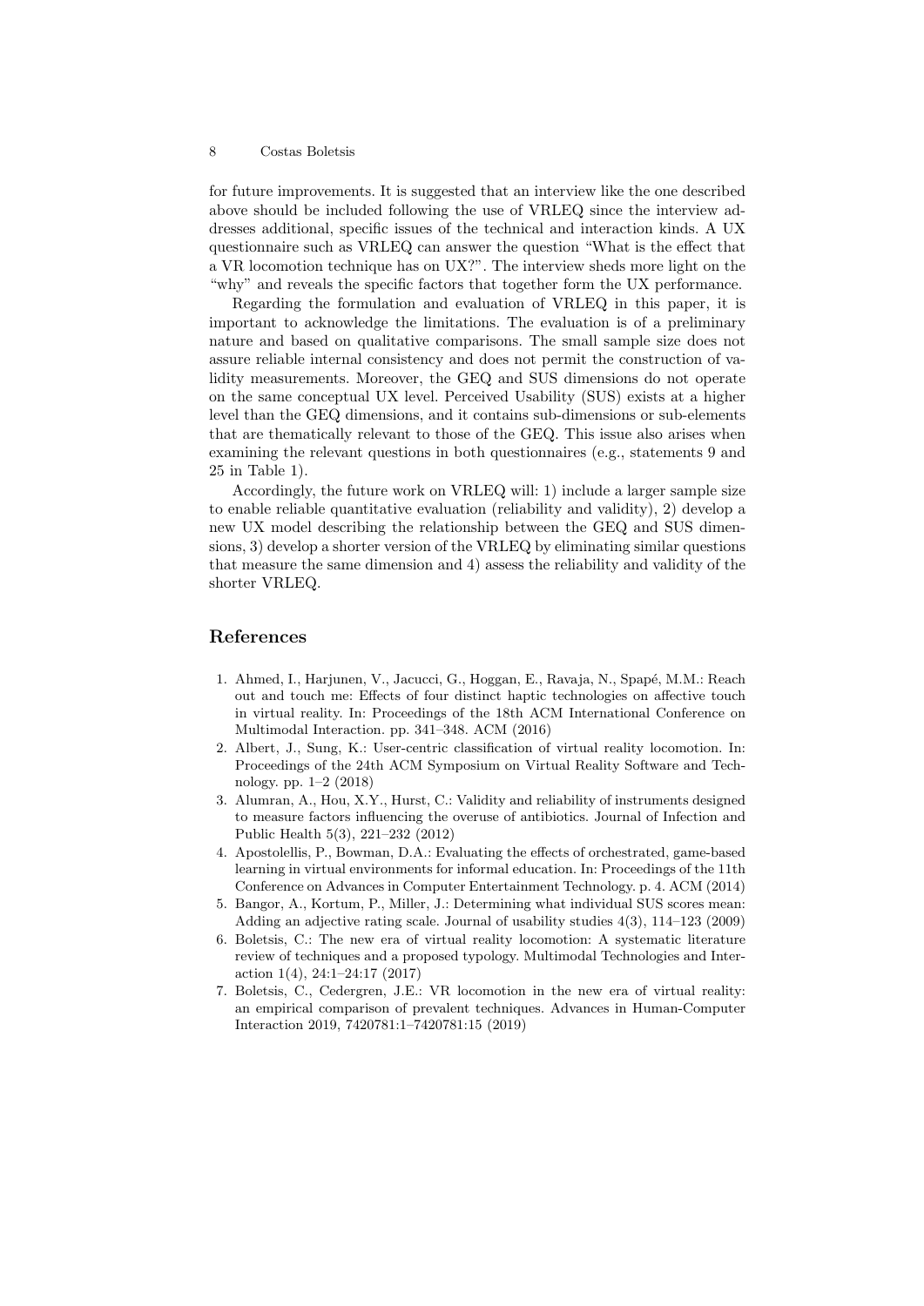for future improvements. It is suggested that an interview like the one described above should be included following the use of VRLEQ since the interview addresses additional, specific issues of the technical and interaction kinds. A UX questionnaire such as VRLEQ can answer the question "What is the effect that a VR locomotion technique has on UX?". The interview sheds more light on the "why" and reveals the specific factors that together form the UX performance.

Regarding the formulation and evaluation of VRLEQ in this paper, it is important to acknowledge the limitations. The evaluation is of a preliminary nature and based on qualitative comparisons. The small sample size does not assure reliable internal consistency and does not permit the construction of validity measurements. Moreover, the GEQ and SUS dimensions do not operate on the same conceptual UX level. Perceived Usability (SUS) exists at a higher level than the GEQ dimensions, and it contains sub-dimensions or sub-elements that are thematically relevant to those of the GEQ. This issue also arises when examining the relevant questions in both questionnaires (e.g., statements 9 and 25 in Table 1).

Accordingly, the future work on VRLEQ will: 1) include a larger sample size to enable reliable quantitative evaluation (reliability and validity), 2) develop a new UX model describing the relationship between the GEQ and SUS dimensions, 3) develop a shorter version of the VRLEQ by eliminating similar questions that measure the same dimension and 4) assess the reliability and validity of the shorter VRLEQ.

## References

1. Ahmed, I., Harjunen, V., Jacucci, G., Hoggan, E., Ravaja, N., Spapé, M.M.: Reach out and touch me: Effects of four distinct haptic technologies on affective touch in virtual reality. In: Proceedings of the 18th ACM International Conference on Multimodal Interaction. pp. 341–348. ACM (2016)
2. Albert, J., Sung, K.: User-centric classification of virtual reality locomotion. In: Proceedings of the 24th ACM Symposium on Virtual Reality Software and Technology. pp. 1–2 (2018)
3. Alumran, A., Hou, X.Y., Hurst, C.: Validity and reliability of instruments designed to measure factors influencing the overuse of antibiotics. Journal of Infection and Public Health 5(3), 221–232 (2012)
4. Apostolellis, P., Bowman, D.A.: Evaluating the effects of orchestrated, game-based learning in virtual environments for informal education. In: Proceedings of the 11th Conference on Advances in Computer Entertainment Technology. p. 4. ACM (2014)
5. Bangor, A., Kortum, P., Miller, J.: Determining what individual SUS scores mean: Adding an adjective rating scale. Journal of usability studies 4(3), 114–123 (2009)
6. Boletsis, C.: The new era of virtual reality locomotion: A systematic literature review of techniques and a proposed typology. Multimodal Technologies and Interaction 1(4), 24:1–24:17 (2017)
7. Boletsis, C., Cedergren, J.E.: VR locomotion in the new era of virtual reality: an empirical comparison of prevalent techniques. Advances in Human-Computer Interaction 2019, 7420781:1–7420781:15 (2019)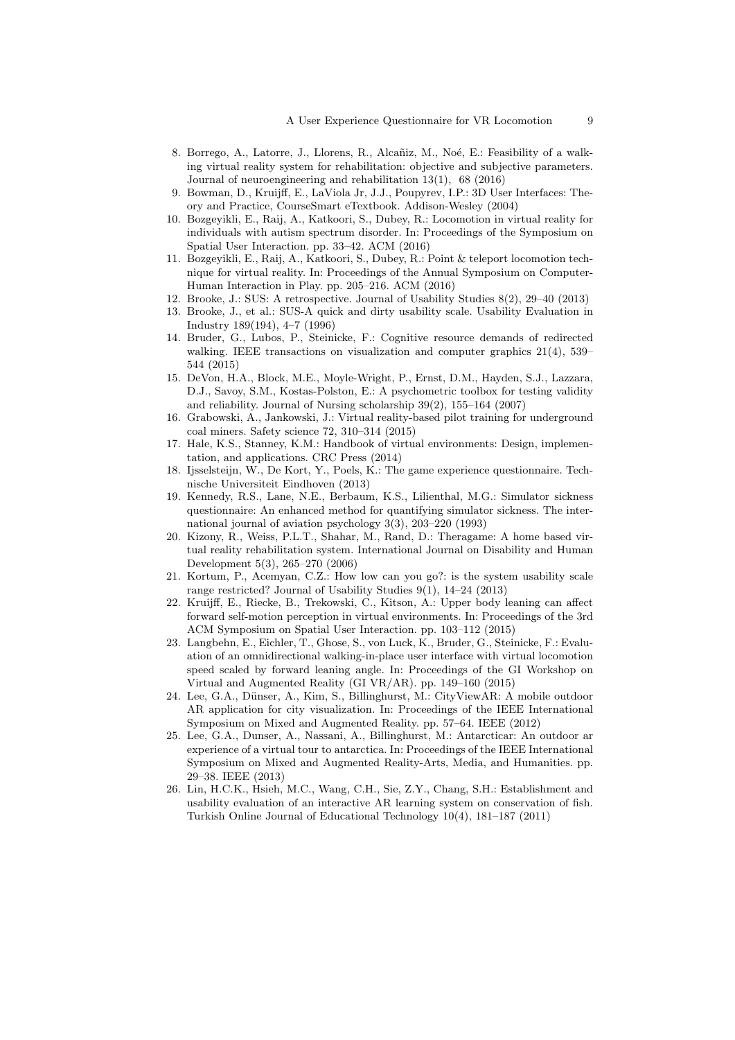8. Borrego, A., Latorre, J., Llorens, R., Alcañiz, M., Noé, E.: Feasibility of a walking virtual reality system for rehabilitation: objective and subjective parameters. Journal of neuroengineering and rehabilitation 13(1), 68 (2016)
9. Bowman, D., Kruijff, E., LaViola Jr, J.J., Poupyrev, I.P.: 3D User Interfaces: Theory and Practice, CourseSmart eTextbook. Addison-Wesley (2004)
10. Bozgeyikli, E., Raij, A., Katkoori, S., Dubey, R.: Locomotion in virtual reality for individuals with autism spectrum disorder. In: Proceedings of the Symposium on Spatial User Interaction. pp. 33–42. ACM (2016)
11. Bozgeyikli, E., Raij, A., Katkoori, S., Dubey, R.: Point & teleport locomotion technique for virtual reality. In: Proceedings of the Annual Symposium on Computer-Human Interaction in Play. pp. 205–216. ACM (2016)
12. Brooke, J.: SUS: A retrospective. Journal of Usability Studies 8(2), 29–40 (2013)
13. Brooke, J., et al.: SUS-A quick and dirty usability scale. Usability Evaluation in Industry 189(194), 4–7 (1996)
14. Bruder, G., Lubos, P., Steinicke, F.: Cognitive resource demands of redirected walking. IEEE transactions on visualization and computer graphics 21(4), 539–544 (2015)
15. DeVon, H.A., Block, M.E., Moyle-Wright, P., Ernst, D.M., Hayden, S.J., Lazzara, D.J., Savoy, S.M., Kostas-Polston, E.: A psychometric toolbox for testing validity and reliability. Journal of Nursing scholarship 39(2), 155–164 (2007)
16. Grabowski, A., Jankowski, J.: Virtual reality-based pilot training for underground coal miners. Safety science 72, 310–314 (2015)
17. Hale, K.S., Stanney, K.M.: Handbook of virtual environments: Design, implementation, and applications. CRC Press (2014)
18. Ijsselsteijn, W., De Kort, Y., Poels, K.: The game experience questionnaire. Technische Universiteit Eindhoven (2013)
19. Kennedy, R.S., Lane, N.E., Berbaum, K.S., Lilienthal, M.G.: Simulator sickness questionnaire: An enhanced method for quantifying simulator sickness. The international journal of aviation psychology 3(3), 203–220 (1993)
20. Kizony, R., Weiss, P.L.T., Shahar, M., Rand, D.: Theragame: A home based virtual reality rehabilitation system. International Journal on Disability and Human Development 5(3), 265–270 (2006)
21. Kortum, P., Acemyan, C.Z.: How low can you go?: is the system usability scale range restricted? Journal of Usability Studies 9(1), 14–24 (2013)
22. Kruijff, E., Riecke, B., Trekowski, C., Kitson, A.: Upper body leaning can affect forward self-motion perception in virtual environments. In: Proceedings of the 3rd ACM Symposium on Spatial User Interaction. pp. 103–112 (2015)
23. Langbehn, E., Eichler, T., Ghose, S., von Luck, K., Bruder, G., Steinicke, F.: Evaluation of an omnidirectional walking-in-place user interface with virtual locomotion speed scaled by forward leaning angle. In: Proceedings of the GI Workshop on Virtual and Augmented Reality (GI VR/AR). pp. 149–160 (2015)
24. Lee, G.A., Dünser, A., Kim, S., Billinghurst, M.: CityViewAR: A mobile outdoor AR application for city visualization. In: Proceedings of the IEEE International Symposium on Mixed and Augmented Reality. pp. 57–64. IEEE (2012)
25. Lee, G.A., Dunser, A., Nassani, A., Billinghurst, M.: Antarcticar: An outdoor ar experience of a virtual tour to antarctica. In: Proceedings of the IEEE International Symposium on Mixed and Augmented Reality-Arts, Media, and Humanities. pp. 29–38. IEEE (2013)
26. Lin, H.C.K., Hsieh, M.C., Wang, C.H., Sie, Z.Y., Chang, S.H.: Establishment and usability evaluation of an interactive AR learning system on conservation of fish. Turkish Online Journal of Educational Technology 10(4), 181–187 (2011)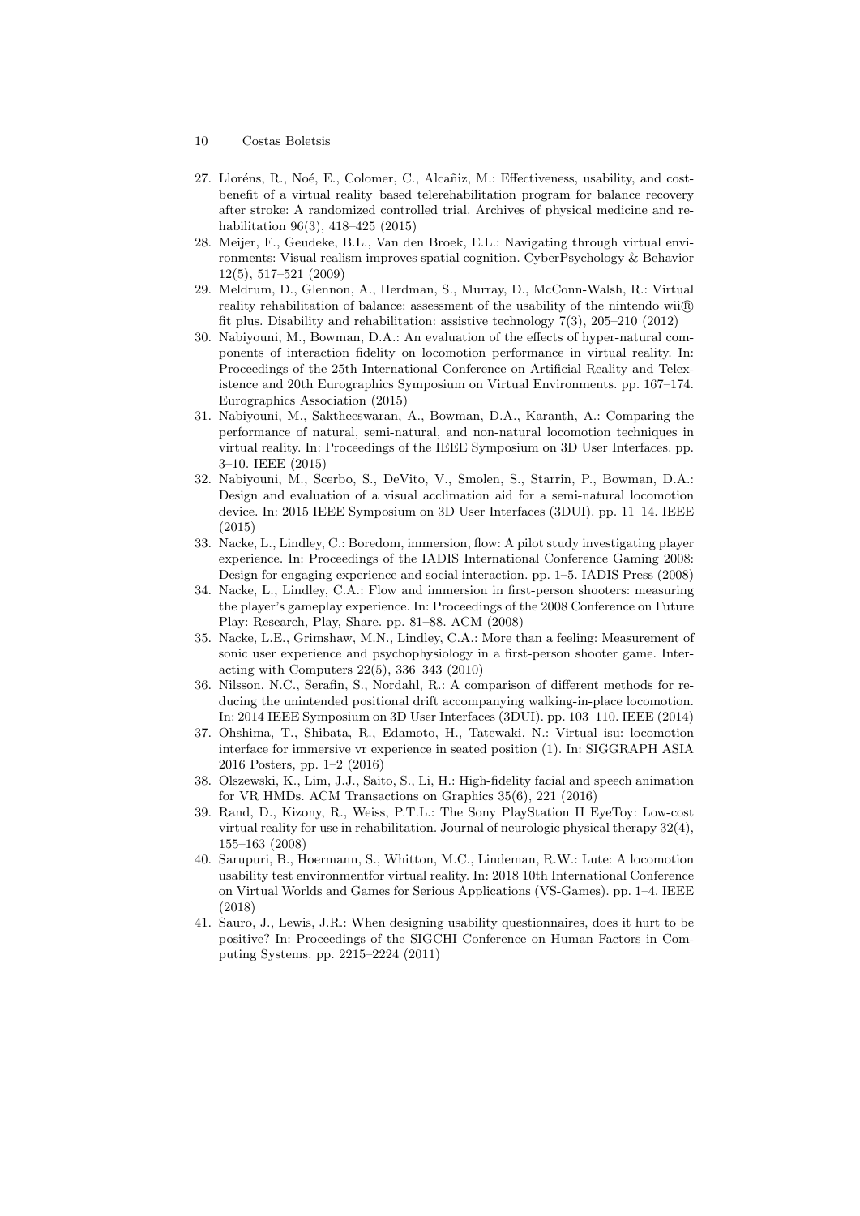27. Lloréns, R., Noé, E., Colomer, C., Alcañiz, M.: Effectiveness, usability, and cost-benefit of a virtual reality–based telerehabilitation program for balance recovery after stroke: A randomized controlled trial. Archives of physical medicine and rehabilitation 96(3), 418–425 (2015)
28. Meijer, F., Geudeke, B.L., Van den Broek, E.L.: Navigating through virtual environments: Visual realism improves spatial cognition. CyberPsychology & Behavior 12(5), 517–521 (2009)
29. Meldrum, D., Glennon, A., Herdman, S., Murray, D., McConn-Walsh, R.: Virtual reality rehabilitation of balance: assessment of the usability of the nintendo wii® fit plus. Disability and rehabilitation: assistive technology 7(3), 205–210 (2012)
30. Nabiyouni, M., Bowman, D.A.: An evaluation of the effects of hyper-natural components of interaction fidelity on locomotion performance in virtual reality. In: Proceedings of the 25th International Conference on Artificial Reality and Telexistence and 20th Eurographics Symposium on Virtual Environments. pp. 167–174. Eurographics Association (2015)
31. Nabiyouni, M., Saktheeswaran, A., Bowman, D.A., Karanth, A.: Comparing the performance of natural, semi-natural, and non-natural locomotion techniques in virtual reality. In: Proceedings of the IEEE Symposium on 3D User Interfaces. pp. 3–10. IEEE (2015)
32. Nabiyouni, M., Scerbo, S., DeVito, V., Smolen, S., Starrin, P., Bowman, D.A.: Design and evaluation of a visual acclimation aid for a semi-natural locomotion device. In: 2015 IEEE Symposium on 3D User Interfaces (3DUI). pp. 11–14. IEEE (2015)
33. Nacke, L., Lindley, C.: Boredom, immersion, flow: A pilot study investigating player experience. In: Proceedings of the IADIS International Conference Gaming 2008: Design for engaging experience and social interaction. pp. 1–5. IADIS Press (2008)
34. Nacke, L., Lindley, C.A.: Flow and immersion in first-person shooters: measuring the player's gameplay experience. In: Proceedings of the 2008 Conference on Future Play: Research, Play, Share. pp. 81–88. ACM (2008)
35. Nacke, L.E., Grimshaw, M.N., Lindley, C.A.: More than a feeling: Measurement of sonic user experience and psychophysiology in a first-person shooter game. Interacting with Computers 22(5), 336–343 (2010)
36. Nilsson, N.C., Serafin, S., Nordahl, R.: A comparison of different methods for reducing the unintended positional drift accompanying walking-in-place locomotion. In: 2014 IEEE Symposium on 3D User Interfaces (3DUI). pp. 103–110. IEEE (2014)
37. Ohshima, T., Shibata, R., Edamoto, H., Tatewaki, N.: Virtual isu: locomotion interface for immersive vr experience in seated position (1). In: SIGGRAPH ASIA 2016 Posters, pp. 1–2 (2016)
38. Olszewski, K., Lim, J.J., Saito, S., Li, H.: High-fidelity facial and speech animation for VR HMDs. ACM Transactions on Graphics 35(6), 221 (2016)
39. Rand, D., Kizony, R., Weiss, P.T.L.: The Sony PlayStation II EyeToy: Low-cost virtual reality for use in rehabilitation. Journal of neurologic physical therapy 32(4), 155–163 (2008)
40. Sarupuri, B., Hoermann, S., Whitton, M.C., Lindeman, R.W.: Lute: A locomotion usability test environmentfor virtual reality. In: 2018 10th International Conference on Virtual Worlds and Games for Serious Applications (VS-Games). pp. 1–4. IEEE (2018)
41. Sauro, J., Lewis, J.R.: When designing usability questionnaires, does it hurt to be positive? In: Proceedings of the SIGCHI Conference on Human Factors in Computing Systems. pp. 2215–2224 (2011)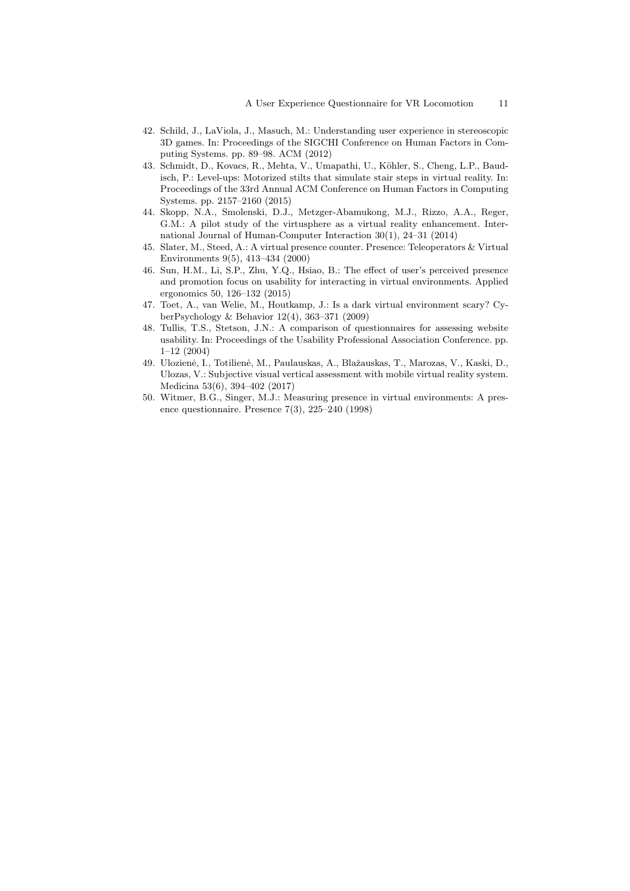42. Schild, J., LaViola, J., Masuch, M.: Understanding user experience in stereoscopic 3D games. In: Proceedings of the SIGCHI Conference on Human Factors in Computing Systems. pp. 89–98. ACM (2012)
43. Schmidt, D., Kovacs, R., Mehta, V., Umapathi, U., Köhler, S., Cheng, L.P., Baudisch, P.: Level-ups: Motorized stilts that simulate stair steps in virtual reality. In: Proceedings of the 33rd Annual ACM Conference on Human Factors in Computing Systems. pp. 2157–2160 (2015)
44. Skopp, N.A., Smolenski, D.J., Metzger-Abamukong, M.J., Rizzo, A.A., Reger, G.M.: A pilot study of the virtusphere as a virtual reality enhancement. International Journal of Human-Computer Interaction 30(1), 24–31 (2014)
45. Slater, M., Steed, A.: A virtual presence counter. Presence: Teleoperators & Virtual Environments 9(5), 413–434 (2000)
46. Sun, H.M., Li, S.P., Zhu, Y.Q., Hsiao, B.: The effect of user's perceived presence and promotion focus on usability for interacting in virtual environments. Applied ergonomics 50, 126–132 (2015)
47. Toet, A., van Welie, M., Houtkamp, J.: Is a dark virtual environment scary? CyberPsychology & Behavior 12(4), 363–371 (2009)
48. Tullis, T.S., Stetson, J.N.: A comparison of questionnaires for assessing website usability. In: Proceedings of the Usability Professional Association Conference. pp. 1–12 (2004)
49. Ulozienė, I., Totilienė, M., Paulauskas, A., Blažauskas, T., Marozas, V., Kaski, D., Ulozas, V.: Subjective visual vertical assessment with mobile virtual reality system. Medicina 53(6), 394–402 (2017)
50. Witmer, B.G., Singer, M.J.: Measuring presence in virtual environments: A presence questionnaire. Presence 7(3), 225–240 (1998)